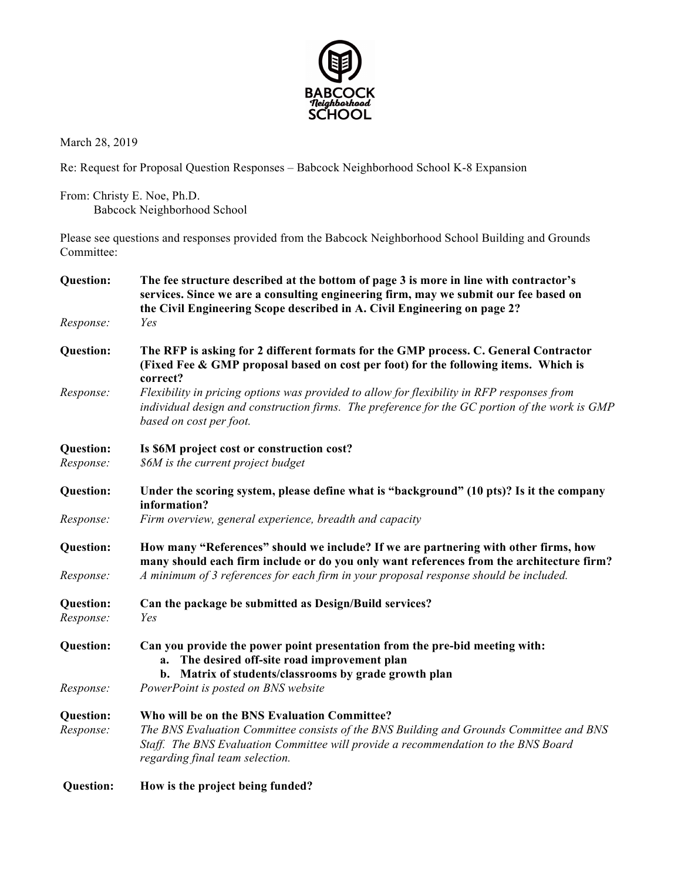**BABCOCK Neighborhood SCHOOL**

March 28, 2019

Re: Request for Proposal Question Responses – Babcock Neighborhood School K-8 Expansion

From: Christy E. Noe, Ph.D.
Babcock Neighborhood School

Please see questions and responses provided from the Babcock Neighborhood School Building and Grounds Committee:

**Question:** **The fee structure described at the bottom of page 3 is more in line with contractor's services. Since we are a consulting engineering firm, may we submit our fee based on the Civil Engineering Scope described in A. Civil Engineering on page 2?**

*Response:* *Yes*

**Question:** **The RFP is asking for 2 different formats for the GMP process. C. General Contractor (Fixed Fee & GMP proposal based on cost per foot) for the following items. Which is correct?**

*Response:* *Flexibility in pricing options was provided to allow for flexibility in RFP responses from individual design and construction firms. The preference for the GC portion of the work is GMP based on cost per foot.*

**Question:** **Is $6M project cost or construction cost?**

*Response:* *$6M is the current project budget*

**Question:** **Under the scoring system, please define what is "background" (10 pts)? Is it the company information?**

*Response:* *Firm overview, general experience, breadth and capacity*

**Question:** **How many "References" should we include? If we are partnering with other firms, how many should each firm include or do you only want references from the architecture firm?**

*Response:* *A minimum of 3 references for each firm in your proposal response should be included.*

**Question:** **Can the package be submitted as Design/Build services?**

*Response:* *Yes*

**Question:** **Can you provide the power point presentation from the pre-bid meeting with:**

a. **The desired off-site road improvement plan**
b. **Matrix of students/classrooms by grade growth plan**

*Response:* *PowerPoint is posted on BNS website*

**Question:** **Who will be on the BNS Evaluation Committee?**

*Response:* *The BNS Evaluation Committee consists of the BNS Building and Grounds Committee and BNS Staff. The BNS Evaluation Committee will provide a recommendation to the BNS Board regarding final team selection.*

**Question:** **How is the project being funded?**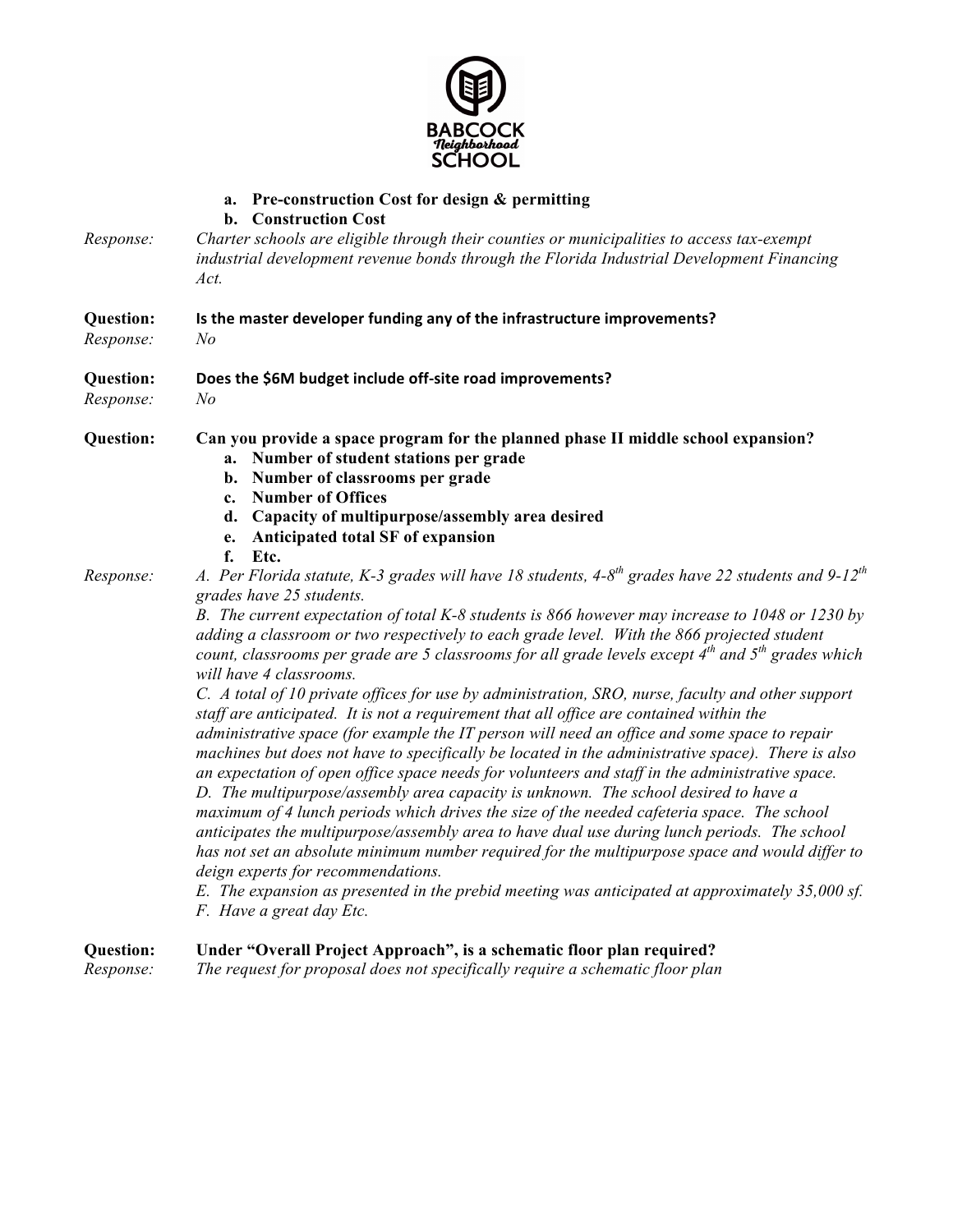a. **Pre-construction Cost for design & permitting**
b. **Construction Cost**

*Response:* *Charter schools are eligible through their counties or municipalities to access tax-exempt industrial development revenue bonds through the Florida Industrial Development Financing Act.*

**Question:** **Is the master developer funding any of the infrastructure improvements?**

*Response:* *No*

**Question:** **Does the $6M budget include off-site road improvements?**

*Response:* *No*

**Question:** **Can you provide a space program for the planned phase II middle school expansion?**

a. **Number of student stations per grade**
b. **Number of classrooms per grade**
c. **Number of Offices**
d. **Capacity of multipurpose/assembly area desired**
e. **Anticipated total SF of expansion**
f. **Etc.**

*Response:* *A. Per Florida statute, K-3 grades will have 18 students, 4-8th grades have 22 students and 9-12th grades have 25 students.*

*B. The current expectation of total K-8 students is 866 however may increase to 1048 or 1230 by adding a classroom or two respectively to each grade level. With the 866 projected student count, classrooms per grade are 5 classrooms for all grade levels except 4th and 5th grades which will have 4 classrooms.*

*C. A total of 10 private offices for use by administration, SRO, nurse, faculty and other support staff are anticipated. It is not a requirement that all office are contained within the administrative space (for example the IT person will need an office and some space to repair machines but does not have to specifically be located in the administrative space). There is also an expectation of open office space needs for volunteers and staff in the administrative space.*

*D. The multipurpose/assembly area capacity is unknown. The school desired to have a maximum of 4 lunch periods which drives the size of the needed cafeteria space. The school anticipates the multipurpose/assembly area to have dual use during lunch periods. The school has not set an absolute minimum number required for the multipurpose space and would differ to deign experts for recommendations.*

*E. The expansion as presented in the prebid meeting was anticipated at approximately 35,000 sf.*

*F. Have a great day Etc.*

**Question:** **Under "Overall Project Approach", is a schematic floor plan required?**

*Response:* *The request for proposal does not specifically require a schematic floor plan*